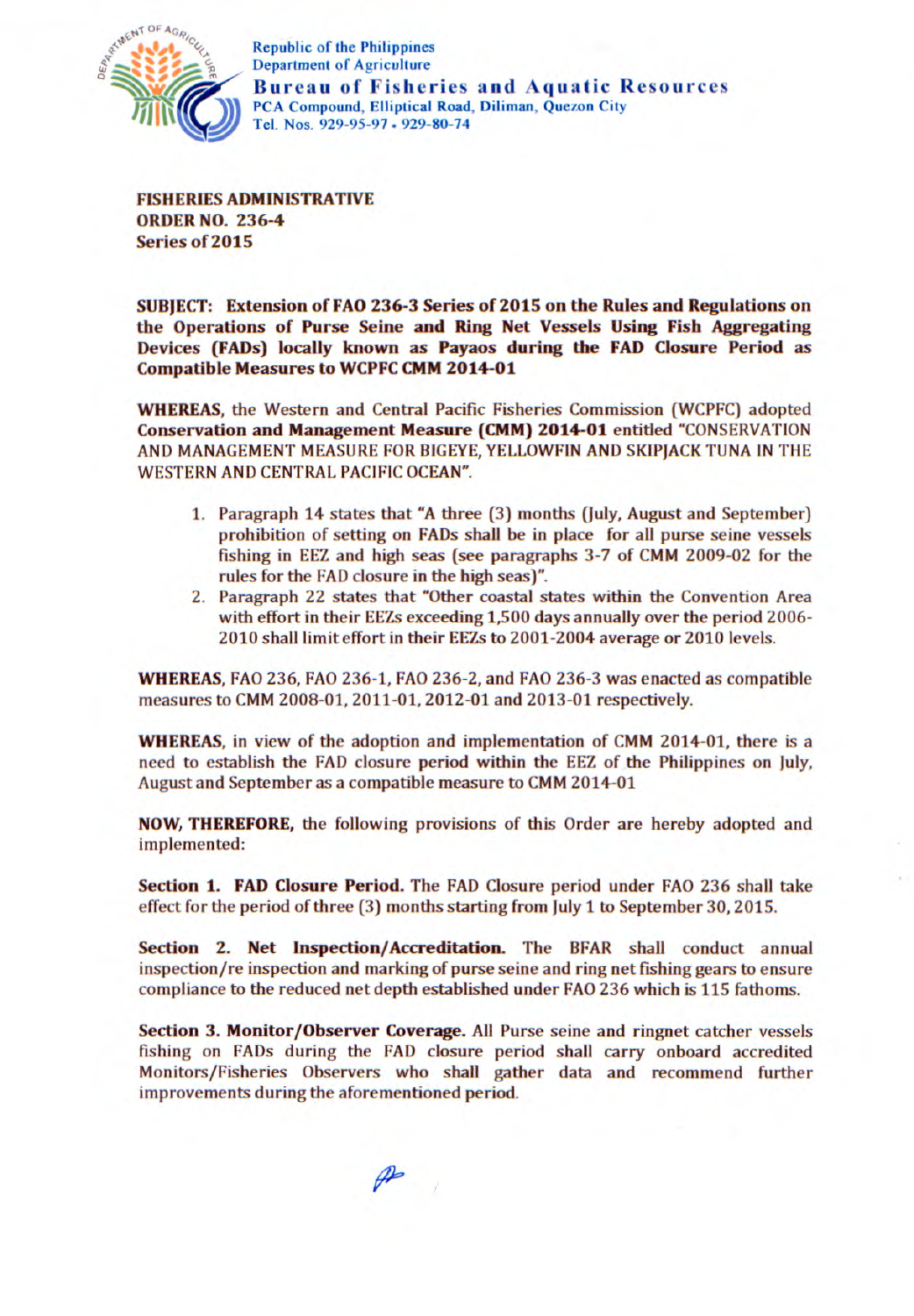Republic of the Philippines
Department of Agriculture
**Bureau of Fisheries and Aquatic Resources**
PCA Compound, Elliptical Road, Diliman, Quezon City
Tel. Nos. 929-95-97 • 929-80-74

**FISHERIES ADMINISTRATIVE ORDER NO. 236-4**
**Series of 2015**

**SUBJECT: Extension of FAO 236-3 Series of 2015 on the Rules and Regulations on the Operations of Purse Seine and Ring Net Vessels Using Fish Aggregating Devices (FADs) locally known as Payaos during the FAD Closure Period as Compatible Measures to WCPFC CMM 2014-01**

**WHEREAS,** the Western and Central Pacific Fisheries Commission (WCPFC) adopted **Conservation and Management Measure (CMM) 2014-01** entitled "CONSERVATION AND MANAGEMENT MEASURE FOR BIGEYE, YELLOWFIN AND SKIPJACK TUNA IN THE WESTERN AND CENTRAL PACIFIC OCEAN".

1. Paragraph 14 states that "A three (3) months (July, August and September) prohibition of setting on FADs shall be in place for all purse seine vessels fishing in EEZ and high seas (see paragraphs 3-7 of CMM 2009-02 for the rules for the FAD closure in the high seas)".
2. Paragraph 22 states that "Other coastal states within the Convention Area with effort in their EEZs exceeding 1,500 days annually over the period 2006-2010 shall limit effort in their EEZs to 2001-2004 average or 2010 levels.

**WHEREAS,** FAO 236, FAO 236-1, FAO 236-2, and FAO 236-3 was enacted as compatible measures to CMM 2008-01, 2011-01, 2012-01 and 2013-01 respectively.

**WHEREAS,** in view of the adoption and implementation of CMM 2014-01, there is a need to establish the FAD closure period within the EEZ of the Philippines on July, August and September as a compatible measure to CMM 2014-01

**NOW, THEREFORE,** the following provisions of this Order are hereby adopted and implemented:

**Section 1. FAD Closure Period.** The FAD Closure period under FAO 236 shall take effect for the period of three (3) months starting from July 1 to September 30, 2015.

**Section 2. Net Inspection/Accreditation.** The BFAR shall conduct annual inspection/re inspection and marking of purse seine and ring net fishing gears to ensure compliance to the reduced net depth established under FAO 236 which is 115 fathoms.

**Section 3. Monitor/Observer Coverage.** All Purse seine and ringnet catcher vessels fishing on FADs during the FAD closure period shall carry onboard accredited Monitors/Fisheries Observers who shall gather data and recommend further improvements during the aforementioned period.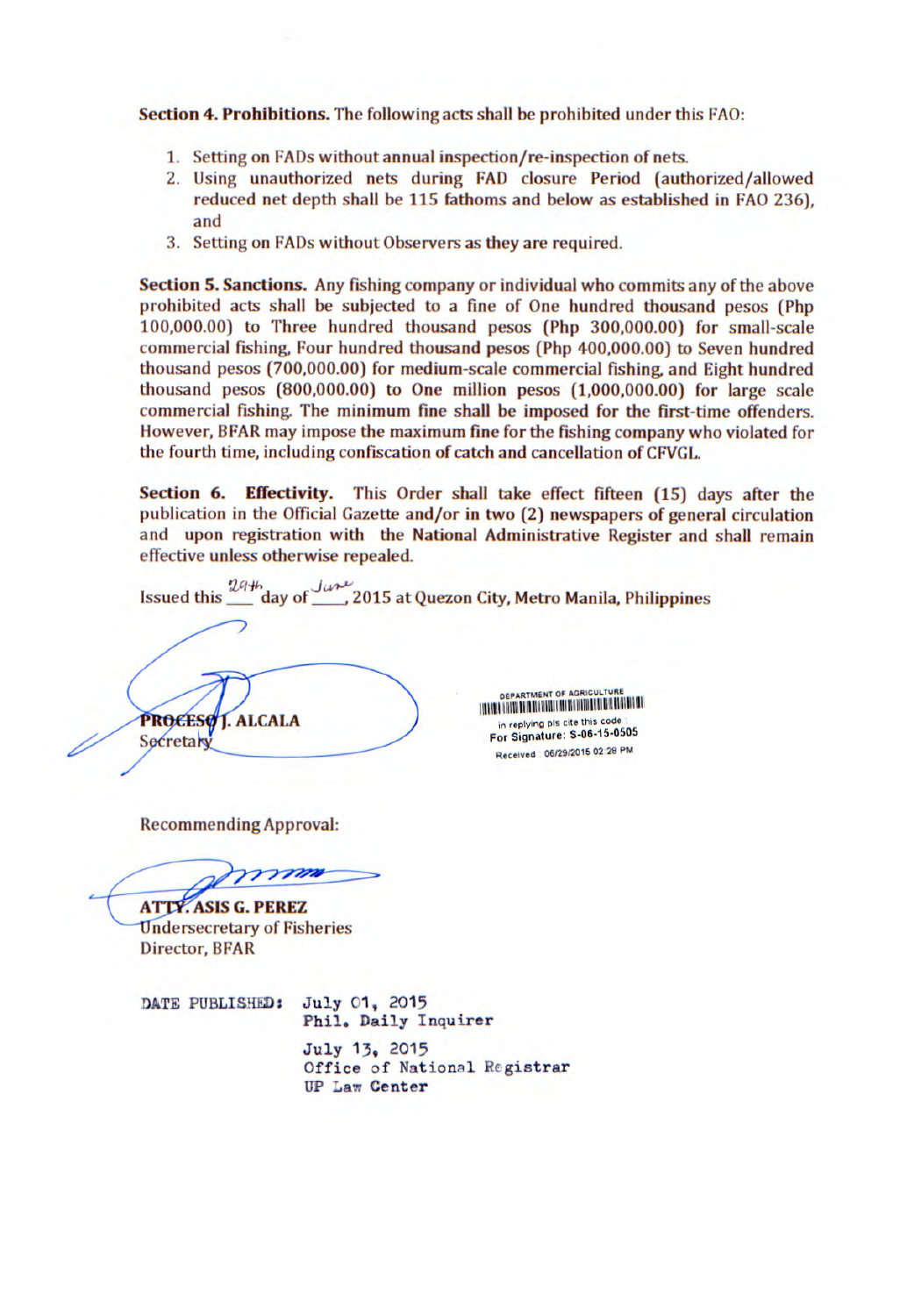**Section 4. Prohibitions.** The following acts shall be prohibited under this FAO:

1. Setting on FADs without annual inspection/re-inspection of nets.
2. Using unauthorized nets during FAD closure Period (authorized/allowed reduced net depth shall be 115 fathoms and below as established in FAO 236), and
3. Setting on FADs without Observers as they are required.

**Section 5. Sanctions.** Any fishing company or individual who commits any of the above prohibited acts shall be subjected to a fine of One hundred thousand pesos (Php 100,000.00) to Three hundred thousand pesos (Php 300,000.00) for small-scale commercial fishing, Four hundred thousand pesos (Php 400,000.00) to Seven hundred thousand pesos (700,000.00) for medium-scale commercial fishing, and Eight hundred thousand pesos (800,000.00) to One million pesos (1,000,000.00) for large scale commercial fishing. The minimum fine shall be imposed for the first-time offenders. However, BFAR may impose the maximum fine for the fishing company who violated for the fourth time, including confiscation of catch and cancellation of CFVGL.

**Section 6. Effectivity.** This Order shall take effect fifteen (15) days after the publication in the Official Gazette and/or in two (2) newspapers of general circulation and upon registration with the National Administrative Register and shall remain effective unless otherwise repealed.

Issued this 29th day of June, 2015 at Quezon City, Metro Manila, Philippines

**PROCESO J. ALCALA**
Secretary

DEPARTMENT OF AGRICULTURE
in replying pls cite this code :
For Signature: S-06-15-0505
Received : 06/29/2015 02:28 PM

Recommending Approval:

**ATTY. ASIS G. PEREZ**
Undersecretary of Fisheries
Director, BFAR

DATE PUBLISHED: July 01, 2015
Phil. Daily Inquirer

July 13, 2015
Office of National Registrar
UP Law Center